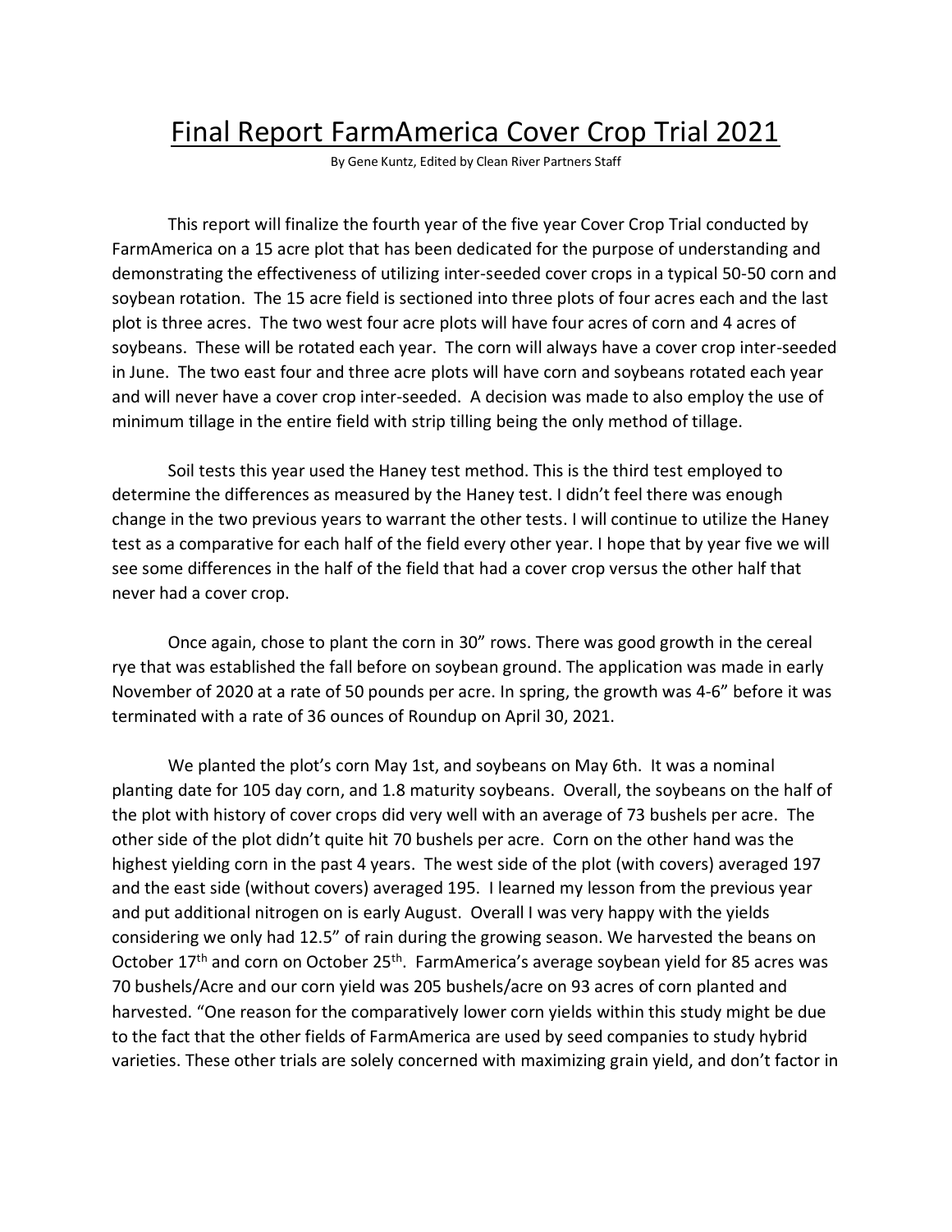# Final Report FarmAmerica Cover Crop Trial 2021

By Gene Kuntz, Edited by Clean River Partners Staff

This report will finalize the fourth year of the five year Cover Crop Trial conducted by FarmAmerica on a 15 acre plot that has been dedicated for the purpose of understanding and demonstrating the effectiveness of utilizing inter-seeded cover crops in a typical 50-50 corn and soybean rotation. The 15 acre field is sectioned into three plots of four acres each and the last plot is three acres. The two west four acre plots will have four acres of corn and 4 acres of soybeans. These will be rotated each year. The corn will always have a cover crop inter-seeded in June. The two east four and three acre plots will have corn and soybeans rotated each year and will never have a cover crop inter-seeded. A decision was made to also employ the use of minimum tillage in the entire field with strip tilling being the only method of tillage.

Soil tests this year used the Haney test method. This is the third test employed to determine the differences as measured by the Haney test. I didn't feel there was enough change in the two previous years to warrant the other tests. I will continue to utilize the Haney test as a comparative for each half of the field every other year. I hope that by year five we will see some differences in the half of the field that had a cover crop versus the other half that never had a cover crop.

Once again, chose to plant the corn in 30" rows. There was good growth in the cereal rye that was established the fall before on soybean ground. The application was made in early November of 2020 at a rate of 50 pounds per acre. In spring, the growth was 4-6" before it was terminated with a rate of 36 ounces of Roundup on April 30, 2021.

We planted the plot's corn May 1st, and soybeans on May 6th. It was a nominal planting date for 105 day corn, and 1.8 maturity soybeans. Overall, the soybeans on the half of the plot with history of cover crops did very well with an average of 73 bushels per acre. The other side of the plot didn't quite hit 70 bushels per acre. Corn on the other hand was the highest yielding corn in the past 4 years. The west side of the plot (with covers) averaged 197 and the east side (without covers) averaged 195. I learned my lesson from the previous year and put additional nitrogen on is early August. Overall I was very happy with the yields considering we only had 12.5" of rain during the growing season. We harvested the beans on October 17th and corn on October 25th. FarmAmerica's average soybean yield for 85 acres was 70 bushels/Acre and our corn yield was 205 bushels/acre on 93 acres of corn planted and harvested. "One reason for the comparatively lower corn yields within this study might be due to the fact that the other fields of FarmAmerica are used by seed companies to study hybrid varieties. These other trials are solely concerned with maximizing grain yield, and don't factor in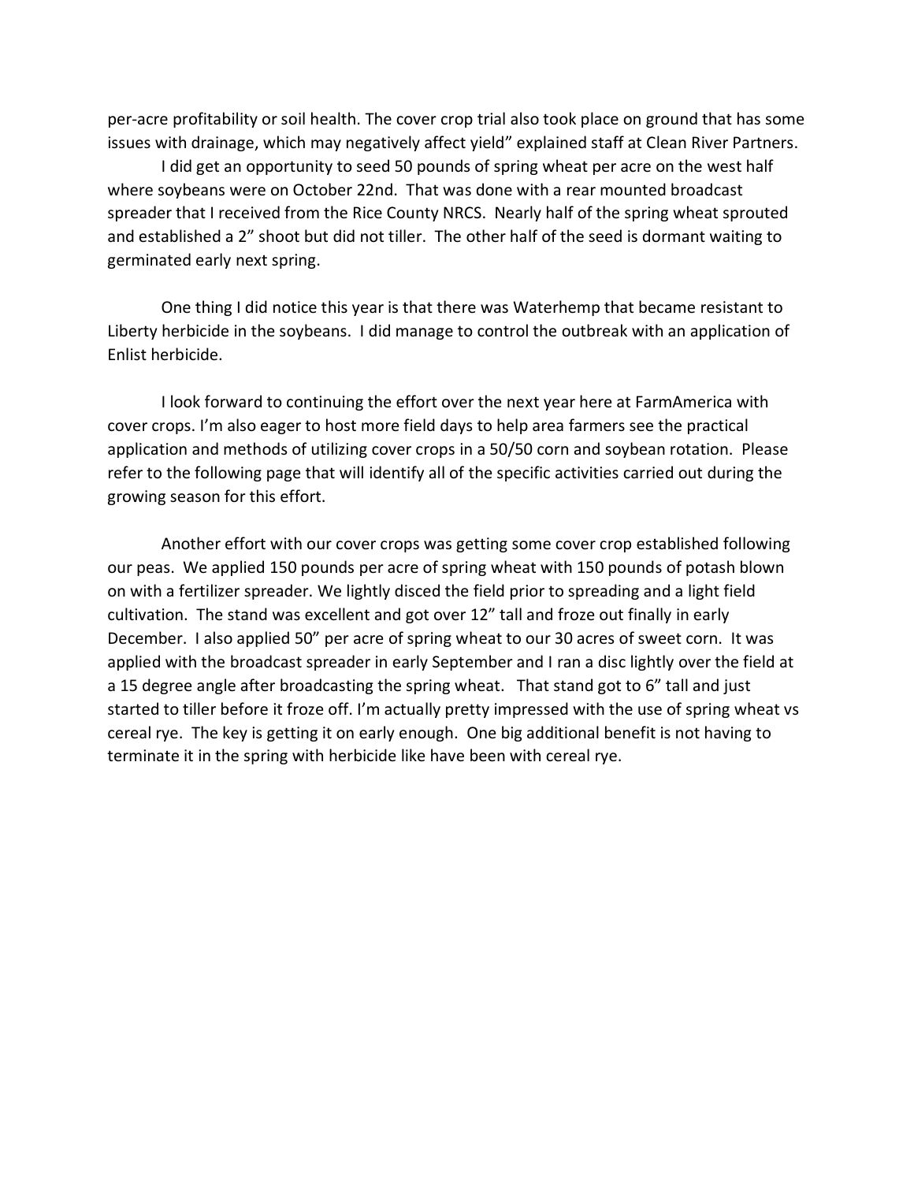per-acre profitability or soil health. The cover crop trial also took place on ground that has some issues with drainage, which may negatively affect yield" explained staff at Clean River Partners.

I did get an opportunity to seed 50 pounds of spring wheat per acre on the west half where soybeans were on October 22nd. That was done with a rear mounted broadcast spreader that I received from the Rice County NRCS. Nearly half of the spring wheat sprouted and established a 2" shoot but did not tiller. The other half of the seed is dormant waiting to germinated early next spring.

One thing I did notice this year is that there was Waterhemp that became resistant to Liberty herbicide in the soybeans. I did manage to control the outbreak with an application of Enlist herbicide.

I look forward to continuing the effort over the next year here at FarmAmerica with cover crops. I'm also eager to host more field days to help area farmers see the practical application and methods of utilizing cover crops in a 50/50 corn and soybean rotation. Please refer to the following page that will identify all of the specific activities carried out during the growing season for this effort.

Another effort with our cover crops was getting some cover crop established following our peas. We applied 150 pounds per acre of spring wheat with 150 pounds of potash blown on with a fertilizer spreader. We lightly disced the field prior to spreading and a light field cultivation. The stand was excellent and got over 12" tall and froze out finally in early December. I also applied 50" per acre of spring wheat to our 30 acres of sweet corn. It was applied with the broadcast spreader in early September and I ran a disc lightly over the field at a 15 degree angle after broadcasting the spring wheat. That stand got to 6" tall and just started to tiller before it froze off. I'm actually pretty impressed with the use of spring wheat vs cereal rye. The key is getting it on early enough. One big additional benefit is not having to terminate it in the spring with herbicide like have been with cereal rye.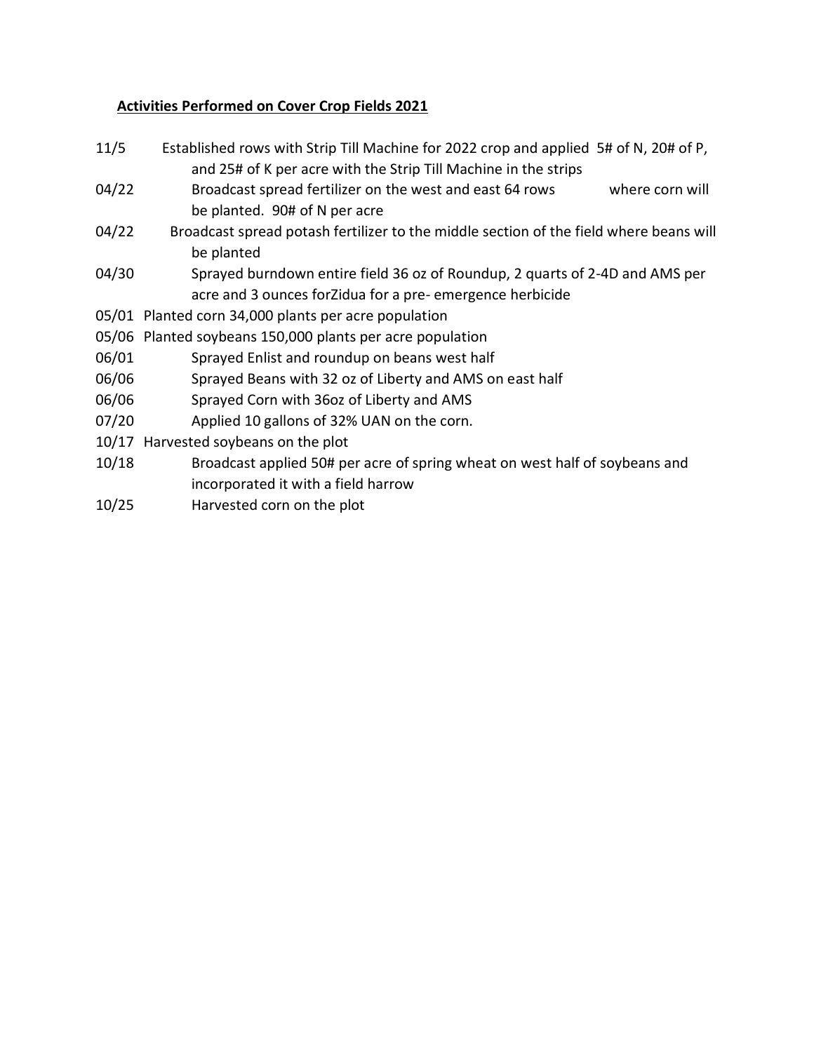**Activities Performed on Cover Crop Fields 2021**

11/5 Established rows with Strip Till Machine for 2022 crop and applied 5# of N, 20# of P, and 25# of K per acre with the Strip Till Machine in the strips

04/22 Broadcast spread fertilizer on the west and east 64 rows where corn will be planted. 90# of N per acre

04/22 Broadcast spread potash fertilizer to the middle section of the field where beans will be planted

04/30 Sprayed burndown entire field 36 oz of Roundup, 2 quarts of 2-4D and AMS per acre and 3 ounces forZidua for a pre- emergence herbicide

05/01 Planted corn 34,000 plants per acre population

05/06 Planted soybeans 150,000 plants per acre population

06/01 Sprayed Enlist and roundup on beans west half

06/06 Sprayed Beans with 32 oz of Liberty and AMS on east half

06/06 Sprayed Corn with 36oz of Liberty and AMS

07/20 Applied 10 gallons of 32% UAN on the corn.

10/17 Harvested soybeans on the plot

10/18 Broadcast applied 50# per acre of spring wheat on west half of soybeans and incorporated it with a field harrow

10/25 Harvested corn on the plot